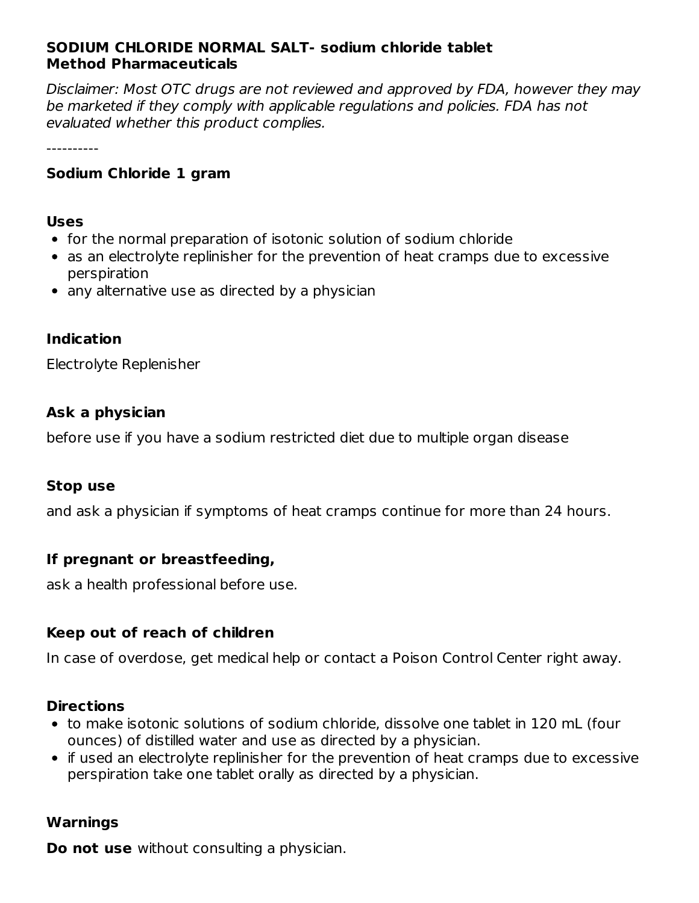**SODIUM CHLORIDE NORMAL SALT- sodium chloride tablet**
**Method Pharmaceuticals**

*Disclaimer: Most OTC drugs are not reviewed and approved by FDA, however they may be marketed if they comply with applicable regulations and policies. FDA has not evaluated whether this product complies.*

----------

**Sodium Chloride 1 gram**

**Uses**

- for the normal preparation of isotonic solution of sodium chloride
- as an electrolyte replinisher for the prevention of heat cramps due to excessive perspiration
- any alternative use as directed by a physician

**Indication**

Electrolyte Replenisher

**Ask a physician**

before use if you have a sodium restricted diet due to multiple organ disease

**Stop use**

and ask a physician if symptoms of heat cramps continue for more than 24 hours.

**If pregnant or breastfeeding,**

ask a health professional before use.

**Keep out of reach of children**

In case of overdose, get medical help or contact a Poison Control Center right away.

**Directions**

- to make isotonic solutions of sodium chloride, dissolve one tablet in 120 mL (four ounces) of distilled water and use as directed by a physician.
- if used an electrolyte replinisher for the prevention of heat cramps due to excessive perspiration take one tablet orally as directed by a physician.

**Warnings**

**Do not use** without consulting a physician.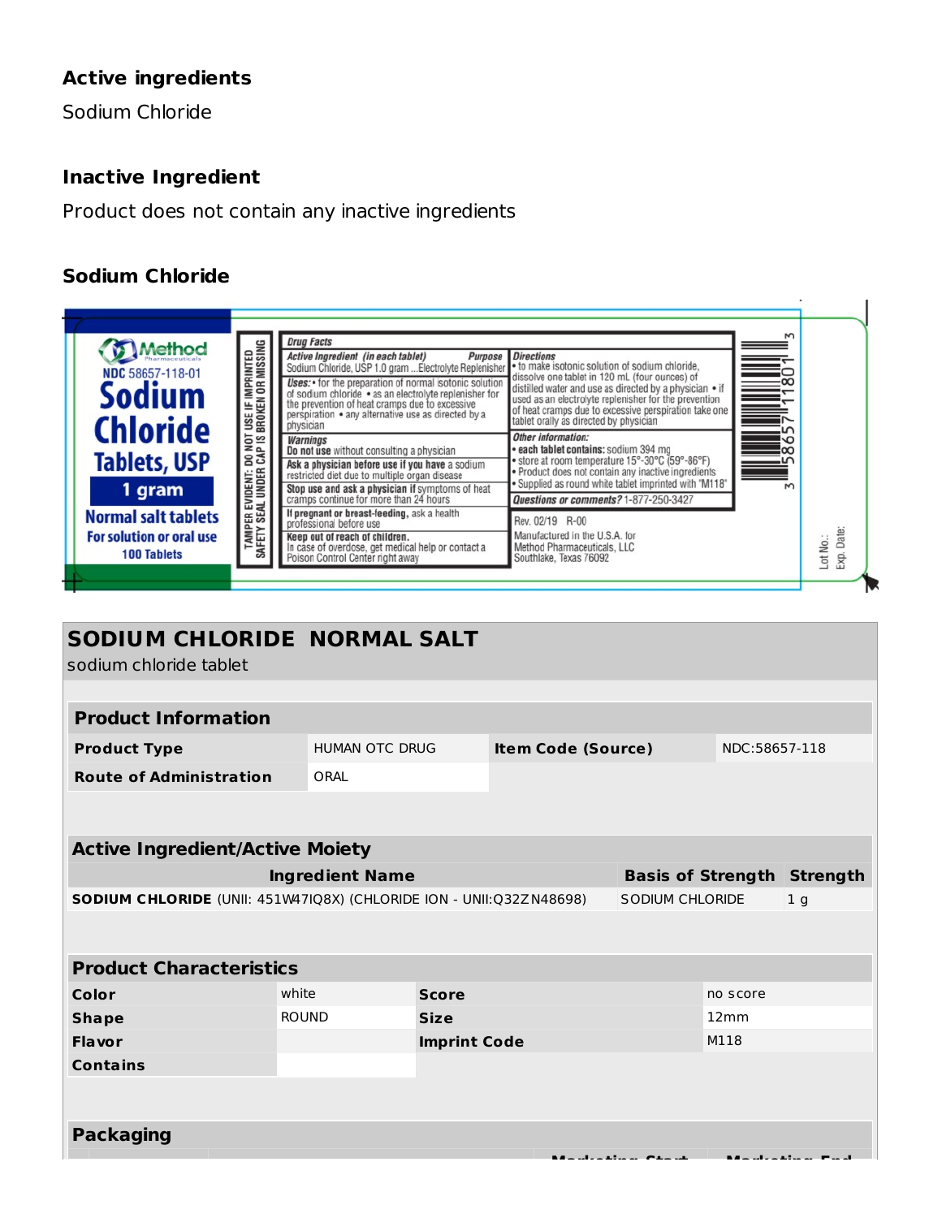### Active ingredients

Sodium Chloride

### Inactive Ingredient

Product does not contain any inactive ingredients

### Sodium Chloride

Method Pharmaceuticals

NDC 58657-118-01

**Sodium Chloride Tablets, USP**

**1 gram**

**Normal salt tablets**

**For solution or oral use**

**100 Tablets**

TAMPER EVIDENT: DO NOT USE IF IMPRINTED SAFETY SEAL UNDER CAP IS BROKEN OR MISSING

**Drug Facts**

***Active Ingredient*** *(in each tablet)* — ***Purpose***

Sodium Chloride, USP 1.0 gram ...Electrolyte Replenisher

***Uses:*** • for the preparation of normal isotonic solution of sodium chloride • as an electrolyte replenisher for the prevention of heat cramps due to excessive perspiration • any alternative use as directed by a physician

***Warnings***

**Do not use** without consulting a physician

**Ask a physician before use if you have** a sodium restricted diet due to multiple organ disease

**Stop use and ask a physician if** symptoms of heat cramps continue for more than 24 hours

**If pregnant or breast-feeding,** ask a health professional before use

**Keep out of reach of children.** In case of overdose, get medical help or contact a Poison Control Center right away

***Directions***

• to make isotonic solution of sodium chloride, dissolve one tablet in 120 mL (four ounces) of distilled water and use as directed by a physician • if used as an electrolyte replenisher for the prevention of heat cramps due to excessive perspiration take one tablet orally as directed by physician

***Other information:***

• **each tablet contains:** sodium 394 mg
• store at room temperature 15°-30°C (59°-86°F)
• Product does not contain any inactive ingredients
• Supplied as round white tablet imprinted with "M118"

***Questions or comments?*** 1-877-250-3427

Rev. 02/19 R-00

Manufactured in the U.S.A. for Method Pharmaceuticals, LLC Southlake, Texas 76092

3 58657 11801 3

Lot No.:

Exp. Date:

## SODIUM CHLORIDE NORMAL SALT

sodium chloride tablet

| Product Information | | | |
|---|---|---|---|
| **Product Type** | HUMAN OTC DRUG | **Item Code (Source)** | NDC:58657-118 |
| **Route of Administration** | ORAL | | |

| Active Ingredient/Active Moiety | | |
|---|---|---|
| **Ingredient Name** | **Basis of Strength** | **Strength** |
| **SODIUM CHLORIDE** (UNII: 451W47IQ8X) (CHLORIDE ION - UNII:Q32ZN48698) | SODIUM CHLORIDE | 1 g |

| Product Characteristics | | | |
|---|---|---|---|
| **Color** | white | **Score** | no score |
| **Shape** | ROUND | **Size** | 12mm |
| **Flavor** | | **Imprint Code** | M118 |
| **Contains** | | | |

### Packaging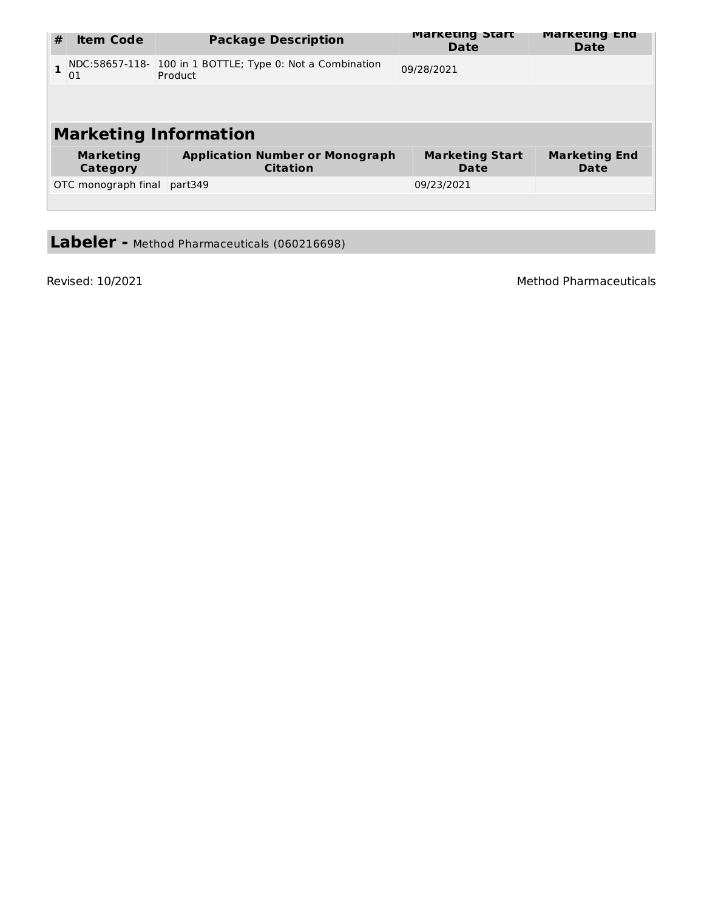| # | Item Code | Package Description | Marketing Start Date | Marketing End Date |
|---|---|---|---|---|
| 1 | NDC:58657-118-01 | 100 in 1 BOTTLE; Type 0: Not a Combination Product | 09/28/2021 | |

## Marketing Information

| Marketing Category | Application Number or Monograph Citation | Marketing Start Date | Marketing End Date |
|---|---|---|---|
| OTC monograph final | part349 | 09/23/2021 | |

## Labeler - Method Pharmaceuticals (060216698)

Revised: 10/2021

Method Pharmaceuticals